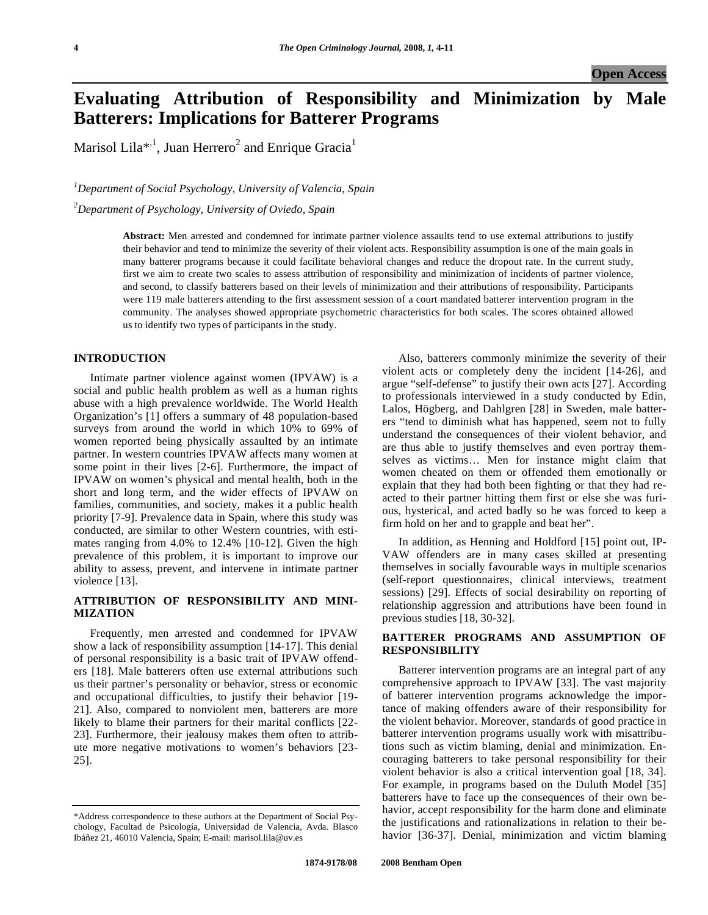Open Access

# Evaluating Attribution of Responsibility and Minimization by Male Batterers: Implications for Batterer Programs

Marisol Lila*[,1], Juan Herrero[2] and Enrique Gracia[1]

[1]*Department of Social Psychology, University of Valencia, Spain*

[2]*Department of Psychology, University of Oviedo, Spain*

**Abstract:** Men arrested and condemned for intimate partner violence assaults tend to use external attributions to justify their behavior and tend to minimize the severity of their violent acts. Responsibility assumption is one of the main goals in many batterer programs because it could facilitate behavioral changes and reduce the dropout rate. In the current study, first we aim to create two scales to assess attribution of responsibility and minimization of incidents of partner violence, and second, to classify batterers based on their levels of minimization and their attributions of responsibility. Participants were 119 male batterers attending to the first assessment session of a court mandated batterer intervention program in the community. The analyses showed appropriate psychometric characteristics for both scales. The scores obtained allowed us to identify two types of participants in the study.

## INTRODUCTION

Intimate partner violence against women (IPVAW) is a social and public health problem as well as a human rights abuse with a high prevalence worldwide. The World Health Organization's [1] offers a summary of 48 population-based surveys from around the world in which 10% to 69% of women reported being physically assaulted by an intimate partner. In western countries IPVAW affects many women at some point in their lives [2-6]. Furthermore, the impact of IPVAW on women's physical and mental health, both in the short and long term, and the wider effects of IPVAW on families, communities, and society, makes it a public health priority [7-9]. Prevalence data in Spain, where this study was conducted, are similar to other Western countries, with estimates ranging from 4.0% to 12.4% [10-12]. Given the high prevalence of this problem, it is important to improve our ability to assess, prevent, and intervene in intimate partner violence [13].

## ATTRIBUTION OF RESPONSIBILITY AND MINIMIZATION

Frequently, men arrested and condemned for IPVAW show a lack of responsibility assumption [14-17]. This denial of personal responsibility is a basic trait of IPVAW offenders [18]. Male batterers often use external attributions such us their partner's personality or behavior, stress or economic and occupational difficulties, to justify their behavior [19-21]. Also, compared to nonviolent men, batterers are more likely to blame their partners for their marital conflicts [22-23]. Furthermore, their jealousy makes them often to attribute more negative motivations to women's behaviors [23-25].

Also, batterers commonly minimize the severity of their violent acts or completely deny the incident [14-26], and argue "self-defense" to justify their own acts [27]. According to professionals interviewed in a study conducted by Edin, Lalos, Högberg, and Dahlgren [28] in Sweden, male batterers "tend to diminish what has happened, seem not to fully understand the consequences of their violent behavior, and are thus able to justify themselves and even portray themselves as victims… Men for instance might claim that women cheated on them or offended them emotionally or explain that they had both been fighting or that they had reacted to their partner hitting them first or else she was furious, hysterical, and acted badly so he was forced to keep a firm hold on her and to grapple and beat her".

In addition, as Henning and Holdford [15] point out, IPVAW offenders are in many cases skilled at presenting themselves in socially favourable ways in multiple scenarios (self-report questionnaires, clinical interviews, treatment sessions) [29]. Effects of social desirability on reporting of relationship aggression and attributions have been found in previous studies [18, 30-32].

## BATTERER PROGRAMS AND ASSUMPTION OF RESPONSIBILITY

Batterer intervention programs are an integral part of any comprehensive approach to IPVAW [33]. The vast majority of batterer intervention programs acknowledge the importance of making offenders aware of their responsibility for the violent behavior. Moreover, standards of good practice in batterer intervention programs usually work with misattributions such as victim blaming, denial and minimization. Encouraging batterers to take personal responsibility for their violent behavior is also a critical intervention goal [18, 34]. For example, in programs based on the Duluth Model [35] batterers have to face up the consequences of their own behavior, accept responsibility for the harm done and eliminate the justifications and rationalizations in relation to their behavior [36-37]. Denial, minimization and victim blaming

*Address correspondence to these authors at the Department of Social Psychology, Facultad de Psicología, Universidad de Valencia, Avda. Blasco Ibáñez 21, 46010 Valencia, Spain; E-mail: marisol.lila@uv.es

1874-9178/08 2008 Bentham Open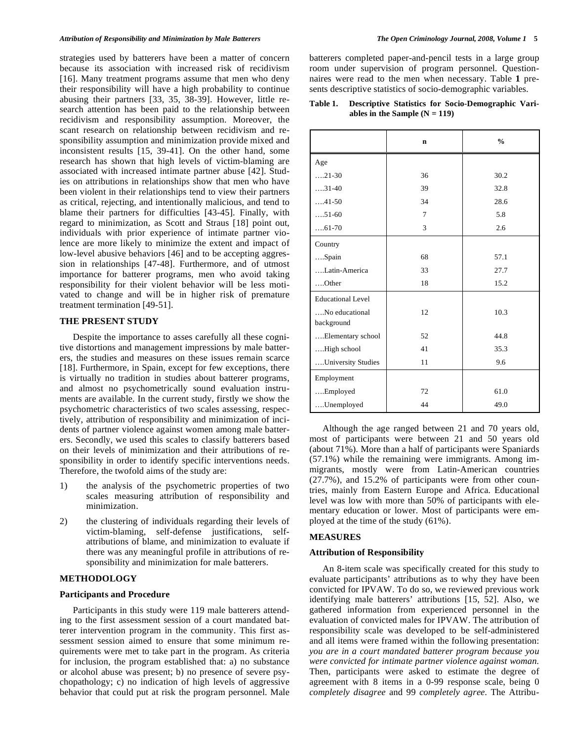strategies used by batterers have been a matter of concern because its association with increased risk of recidivism [16]. Many treatment programs assume that men who deny their responsibility will have a high probability to continue abusing their partners [33, 35, 38-39]. However, little research attention has been paid to the relationship between recidivism and responsibility assumption. Moreover, the scant research on relationship between recidivism and responsibility assumption and minimization provide mixed and inconsistent results [15, 39-41]. On the other hand, some research has shown that high levels of victim-blaming are associated with increased intimate partner abuse [42]. Studies on attributions in relationships show that men who have been violent in their relationships tend to view their partners as critical, rejecting, and intentionally malicious, and tend to blame their partners for difficulties [43-45]. Finally, with regard to minimization, as Scott and Straus [18] point out, individuals with prior experience of intimate partner violence are more likely to minimize the extent and impact of low-level abusive behaviors [46] and to be accepting aggression in relationships [47-48]. Furthermore, and of utmost importance for batterer programs, men who avoid taking responsibility for their violent behavior will be less motivated to change and will be in higher risk of premature treatment termination [49-51].

## THE PRESENT STUDY

Despite the importance to asses carefully all these cognitive distortions and management impressions by male batterers, the studies and measures on these issues remain scarce [18]. Furthermore, in Spain, except for few exceptions, there is virtually no tradition in studies about batterer programs, and almost no psychometrically sound evaluation instruments are available. In the current study, firstly we show the psychometric characteristics of two scales assessing, respectively, attribution of responsibility and minimization of incidents of partner violence against women among male batterers. Secondly, we used this scales to classify batterers based on their levels of minimization and their attributions of responsibility in order to identify specific interventions needs. Therefore, the twofold aims of the study are:

1) the analysis of the psychometric properties of two scales measuring attribution of responsibility and minimization.
2) the clustering of individuals regarding their levels of victim-blaming, self-defense justifications, self-attributions of blame, and minimization to evaluate if there was any meaningful profile in attributions of responsibility and minimization for male batterers.

## METHODOLOGY

### Participants and Procedure

Participants in this study were 119 male batterers attending to the first assessment session of a court mandated batterer intervention program in the community. This first assessment session aimed to ensure that some minimum requirements were met to take part in the program. As criteria for inclusion, the program established that: a) no substance or alcohol abuse was present; b) no presence of severe psychopathology; c) no indication of high levels of aggressive behavior that could put at risk the program personnel. Male batterers completed paper-and-pencil tests in a large group room under supervision of program personnel. Questionnaires were read to the men when necessary. Table **1** presents descriptive statistics of socio-demographic variables.

**Table 1. Descriptive Statistics for Socio-Demographic Variables in the Sample (N = 119)**

| | n | % |
|---|---|---|
| Age | | |
| ….21-30 | 36 | 30.2 |
| ….31-40 | 39 | 32.8 |
| ….41-50 | 34 | 28.6 |
| ….51-60 | 7 | 5.8 |
| ….61-70 | 3 | 2.6 |
| Country | | |
| ….Spain | 68 | 57.1 |
| ….Latin-America | 33 | 27.7 |
| ….Other | 18 | 15.2 |
| Educational Level | | |
| ….No educational background | 12 | 10.3 |
| ….Elementary school | 52 | 44.8 |
| ….High school | 41 | 35.3 |
| ….University Studies | 11 | 9.6 |
| Employment | | |
| ….Employed | 72 | 61.0 |
| ….Unemployed | 44 | 49.0 |

Although the age ranged between 21 and 70 years old, most of participants were between 21 and 50 years old (about 71%). More than a half of participants were Spaniards (57.1%) while the remaining were immigrants. Among immigrants, mostly were from Latin-American countries (27.7%), and 15.2% of participants were from other countries, mainly from Eastern Europe and Africa. Educational level was low with more than 50% of participants with elementary education or lower. Most of participants were employed at the time of the study (61%).

## MEASURES

### Attribution of Responsibility

An 8-item scale was specifically created for this study to evaluate participants' attributions as to why they have been convicted for IPVAW. To do so, we reviewed previous work identifying male batterers' attributions [15, 52]. Also, we gathered information from experienced personnel in the evaluation of convicted males for IPVAW. The attribution of responsibility scale was developed to be self-administered and all items were framed within the following presentation: *you are in a court mandated batterer program because you were convicted for intimate partner violence against woman.* Then, participants were asked to estimate the degree of agreement with 8 items in a 0-99 response scale, being 0 *completely disagree* and 99 *completely agree*. The Attribu-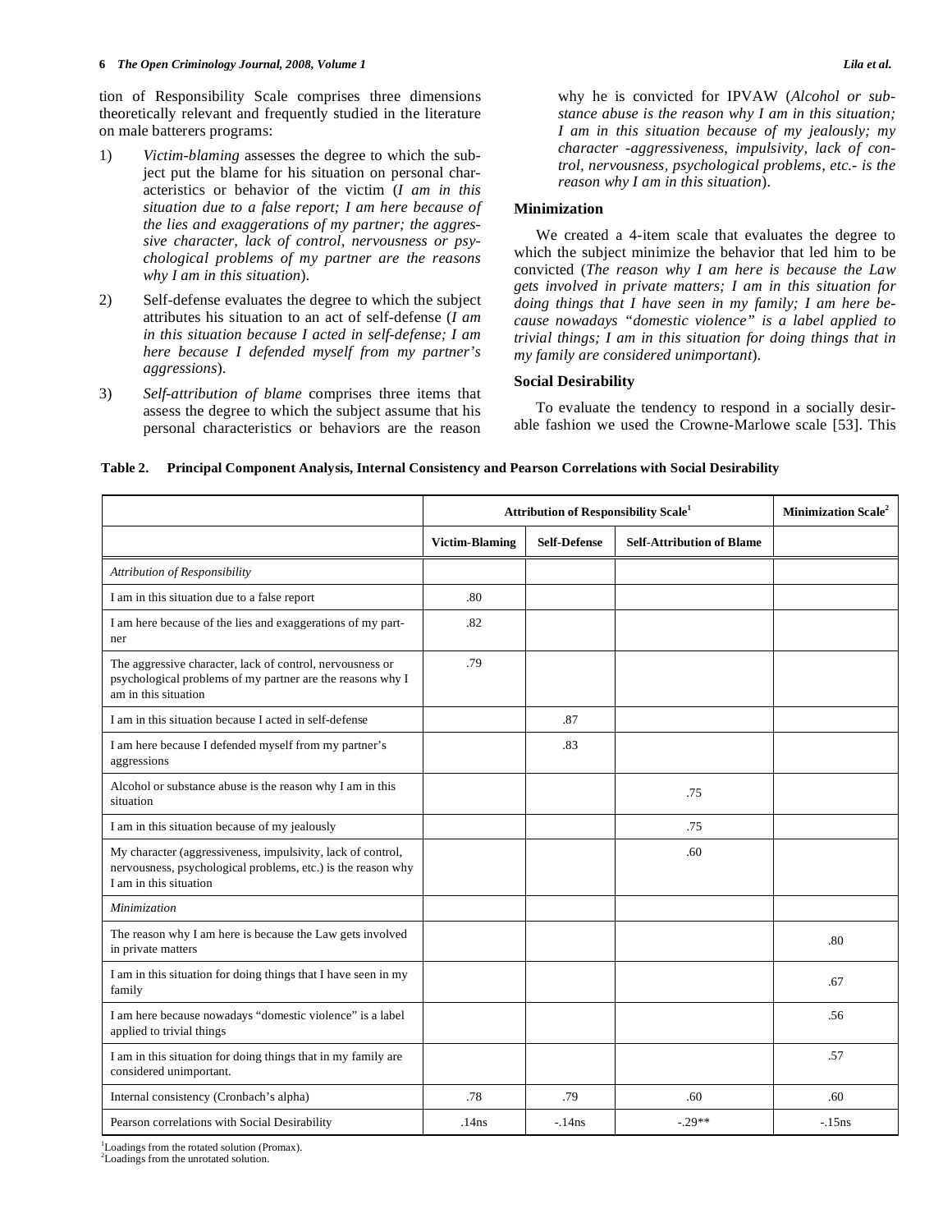tion of Responsibility Scale comprises three dimensions theoretically relevant and frequently studied in the literature on male batterers programs:

1) *Victim-blaming* assesses the degree to which the subject put the blame for his situation on personal characteristics or behavior of the victim (*I am in this situation due to a false report; I am here because of the lies and exaggerations of my partner; the aggressive character, lack of control, nervousness or psychological problems of my partner are the reasons why I am in this situation*).

2) Self-defense evaluates the degree to which the subject attributes his situation to an act of self-defense (*I am in this situation because I acted in self-defense; I am here because I defended myself from my partner's aggressions*).

3) *Self-attribution of blame* comprises three items that assess the degree to which the subject assume that his personal characteristics or behaviors are the reason why he is convicted for IPVAW (*Alcohol or substance abuse is the reason why I am in this situation; I am in this situation because of my jealously; my character -aggressiveness, impulsivity, lack of control, nervousness, psychological problems, etc.- is the reason why I am in this situation*).

### Minimization

We created a 4-item scale that evaluates the degree to which the subject minimize the behavior that led him to be convicted (*The reason why I am here is because the Law gets involved in private matters; I am in this situation for doing things that I have seen in my family; I am here because nowadays "domestic violence" is a label applied to trivial things; I am in this situation for doing things that in my family are considered unimportant*).

### Social Desirability

To evaluate the tendency to respond in a socially desirable fashion we used the Crowne-Marlowe scale [53]. This

**Table 2. Principal Component Analysis, Internal Consistency and Pearson Correlations with Social Desirability**

| | Attribution of Responsibility Scale[1] | | | Minimization Scale[2] |
|---|---|---|---|---|
| | Victim-Blaming | Self-Defense | Self-Attribution of Blame | |
| *Attribution of Responsibility* | | | | |
| I am in this situation due to a false report | .80 | | | |
| I am here because of the lies and exaggerations of my partner | .82 | | | |
| The aggressive character, lack of control, nervousness or psychological problems of my partner are the reasons why I am in this situation | .79 | | | |
| I am in this situation because I acted in self-defense | | .87 | | |
| I am here because I defended myself from my partner's aggressions | | .83 | | |
| Alcohol or substance abuse is the reason why I am in this situation | | | .75 | |
| I am in this situation because of my jealously | | | .75 | |
| My character (aggressiveness, impulsivity, lack of control, nervousness, psychological problems, etc.) is the reason why I am in this situation | | | .60 | |
| *Minimization* | | | | |
| The reason why I am here is because the Law gets involved in private matters | | | | .80 |
| I am in this situation for doing things that I have seen in my family | | | | .67 |
| I am here because nowadays "domestic violence" is a label applied to trivial things | | | | .56 |
| I am in this situation for doing things that in my family are considered unimportant. | | | | .57 |
| Internal consistency (Cronbach's alpha) | .78 | .79 | .60 | .60 |
| Pearson correlations with Social Desirability | .14ns | -.14ns | -.29** | -.15ns |

[1]Loadings from the rotated solution (Promax).
[2]Loadings from the unrotated solution.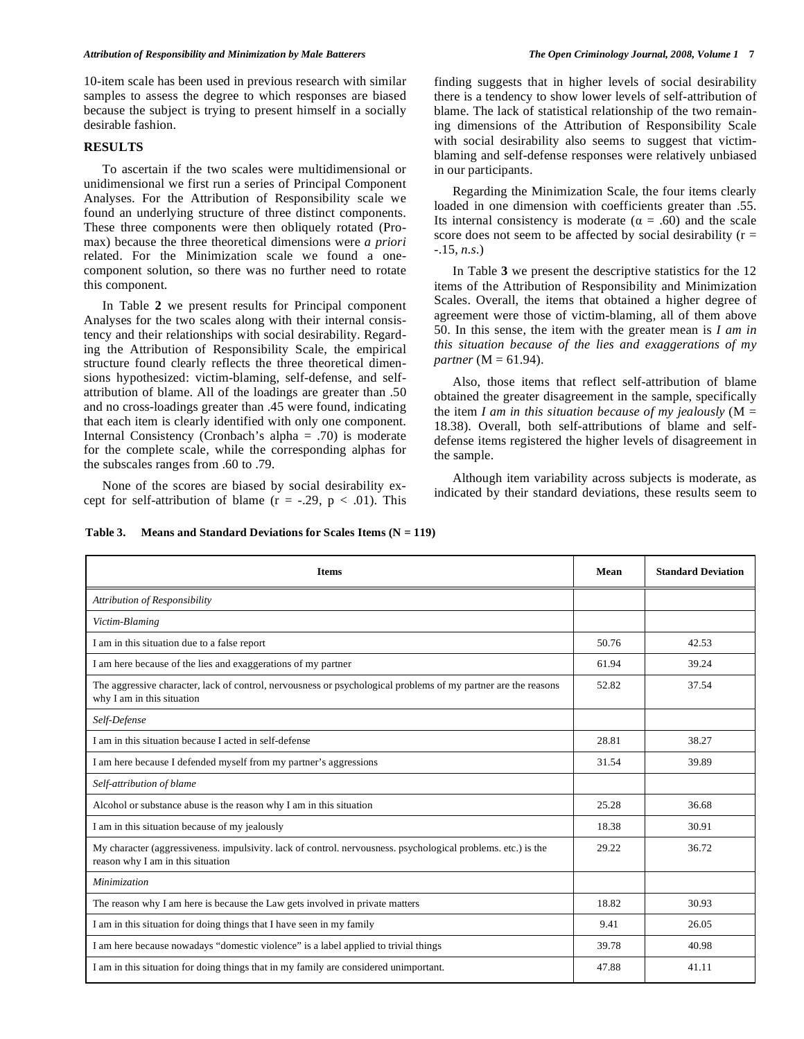10-item scale has been used in previous research with similar samples to assess the degree to which responses are biased because the subject is trying to present himself in a socially desirable fashion.

## RESULTS

To ascertain if the two scales were multidimensional or unidimensional we first run a series of Principal Component Analyses. For the Attribution of Responsibility scale we found an underlying structure of three distinct components. These three components were then obliquely rotated (Promax) because the three theoretical dimensions were *a priori* related. For the Minimization scale we found a one-component solution, so there was no further need to rotate this component.

In Table **2** we present results for Principal component Analyses for the two scales along with their internal consistency and their relationships with social desirability. Regarding the Attribution of Responsibility Scale, the empirical structure found clearly reflects the three theoretical dimensions hypothesized: victim-blaming, self-defense, and self-attribution of blame. All of the loadings are greater than .50 and no cross-loadings greater than .45 were found, indicating that each item is clearly identified with only one component. Internal Consistency (Cronbach's alpha = .70) is moderate for the complete scale, while the corresponding alphas for the subscales ranges from .60 to .79.

None of the scores are biased by social desirability except for self-attribution of blame ($r = -.29$, $p < .01$). This finding suggests that in higher levels of social desirability there is a tendency to show lower levels of self-attribution of blame. The lack of statistical relationship of the two remaining dimensions of the Attribution of Responsibility Scale with social desirability also seems to suggest that victim-blaming and self-defense responses were relatively unbiased in our participants.

Regarding the Minimization Scale, the four items clearly loaded in one dimension with coefficients greater than .55. Its internal consistency is moderate ($\alpha = .60$) and the scale score does not seem to be affected by social desirability ($r = -.15$, *n.s.*)

In Table **3** we present the descriptive statistics for the 12 items of the Attribution of Responsibility and Minimization Scales. Overall, the items that obtained a higher degree of agreement were those of victim-blaming, all of them above 50. In this sense, the item with the greater mean is *I am in this situation because of the lies and exaggerations of my partner* (M = 61.94).

Also, those items that reflect self-attribution of blame obtained the greater disagreement in the sample, specifically the item *I am in this situation because of my jealously* (M = 18.38). Overall, both self-attributions of blame and self-defense items registered the higher levels of disagreement in the sample.

Although item variability across subjects is moderate, as indicated by their standard deviations, these results seem to

**Table 3. Means and Standard Deviations for Scales Items (N = 119)**

| Items | Mean | Standard Deviation |
|---|---|---|
| *Attribution of Responsibility* | | |
| *Victim-Blaming* | | |
| I am in this situation due to a false report | 50.76 | 42.53 |
| I am here because of the lies and exaggerations of my partner | 61.94 | 39.24 |
| The aggressive character, lack of control, nervousness or psychological problems of my partner are the reasons why I am in this situation | 52.82 | 37.54 |
| *Self-Defense* | | |
| I am in this situation because I acted in self-defense | 28.81 | 38.27 |
| I am here because I defended myself from my partner's aggressions | 31.54 | 39.89 |
| *Self-attribution of blame* | | |
| Alcohol or substance abuse is the reason why I am in this situation | 25.28 | 36.68 |
| I am in this situation because of my jealously | 18.38 | 30.91 |
| My character (aggressiveness. impulsivity. lack of control. nervousness. psychological problems. etc.) is the reason why I am in this situation | 29.22 | 36.72 |
| *Minimization* | | |
| The reason why I am here is because the Law gets involved in private matters | 18.82 | 30.93 |
| I am in this situation for doing things that I have seen in my family | 9.41 | 26.05 |
| I am here because nowadays "domestic violence" is a label applied to trivial things | 39.78 | 40.98 |
| I am in this situation for doing things that in my family are considered unimportant. | 47.88 | 41.11 |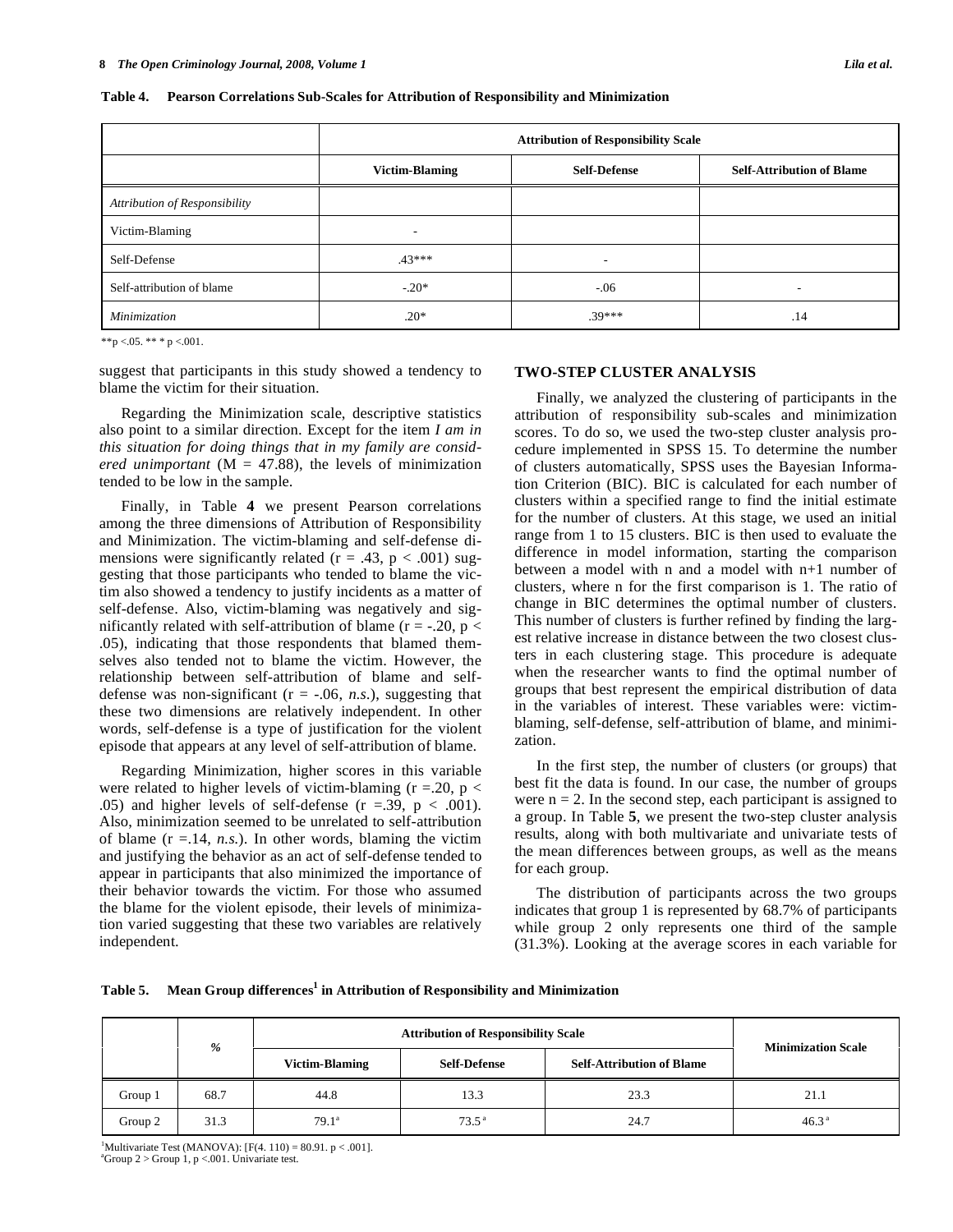**Table 4. Pearson Correlations Sub-Scales for Attribution of Responsibility and Minimization**

| | Attribution of Responsibility Scale | | |
|---|---|---|---|
| | Victim-Blaming | Self-Defense | Self-Attribution of Blame |
| *Attribution of Responsibility* | | | |
| Victim-Blaming | - | | |
| Self-Defense | .43*** | - | |
| Self-attribution of blame | -.20* | -.06 | - |
| *Minimization* | .20* | .39*** | .14 |

**p <.05. ** * p <.001.

suggest that participants in this study showed a tendency to blame the victim for their situation.

Regarding the Minimization scale, descriptive statistics also point to a similar direction. Except for the item *I am in this situation for doing things that in my family are considered unimportant* (M = 47.88), the levels of minimization tended to be low in the sample.

Finally, in Table **4** we present Pearson correlations among the three dimensions of Attribution of Responsibility and Minimization. The victim-blaming and self-defense dimensions were significantly related ($r = .43$, $p < .001$) suggesting that those participants who tended to blame the victim also showed a tendency to justify incidents as a matter of self-defense. Also, victim-blaming was negatively and significantly related with self-attribution of blame ($r = -.20$, $p < .05$), indicating that those respondents that blamed themselves also tended not to blame the victim. However, the relationship between self-attribution of blame and self-defense was non-significant ($r = -.06$, *n.s.*), suggesting that these two dimensions are relatively independent. In other words, self-defense is a type of justification for the violent episode that appears at any level of self-attribution of blame.

Regarding Minimization, higher scores in this variable were related to higher levels of victim-blaming ($r = .20$, $p < .05$) and higher levels of self-defense ($r = .39$, $p < .001$). Also, minimization seemed to be unrelated to self-attribution of blame ($r = .14$, *n.s.*). In other words, blaming the victim and justifying the behavior as an act of self-defense tended to appear in participants that also minimized the importance of their behavior towards the victim. For those who assumed the blame for the violent episode, their levels of minimization varied suggesting that these two variables are relatively independent.

## TWO-STEP CLUSTER ANALYSIS

Finally, we analyzed the clustering of participants in the attribution of responsibility sub-scales and minimization scores. To do so, we used the two-step cluster analysis procedure implemented in SPSS 15. To determine the number of clusters automatically, SPSS uses the Bayesian Information Criterion (BIC). BIC is calculated for each number of clusters within a specified range to find the initial estimate for the number of clusters. At this stage, we used an initial range from 1 to 15 clusters. BIC is then used to evaluate the difference in model information, starting the comparison between a model with n and a model with n+1 number of clusters, where n for the first comparison is 1. The ratio of change in BIC determines the optimal number of clusters. This number of clusters is further refined by finding the largest relative increase in distance between the two closest clusters in each clustering stage. This procedure is adequate when the researcher wants to find the optimal number of groups that best represent the empirical distribution of data in the variables of interest. These variables were: victim-blaming, self-defense, self-attribution of blame, and minimization.

In the first step, the number of clusters (or groups) that best fit the data is found. In our case, the number of groups were $n = 2$. In the second step, each participant is assigned to a group. In Table **5**, we present the two-step cluster analysis results, along with both multivariate and univariate tests of the mean differences between groups, as well as the means for each group.

The distribution of participants across the two groups indicates that group 1 is represented by 68.7% of participants while group 2 only represents one third of the sample (31.3%). Looking at the average scores in each variable for

**Table 5. Mean Group differences[1] in Attribution of Responsibility and Minimization**

| | % | Attribution of Responsibility Scale | | | Minimization Scale |
|---|---|---|---|---|---|
| | | Victim-Blaming | Self-Defense | Self-Attribution of Blame | |
| Group 1 | 68.7 | 44.8 | 13.3 | 23.3 | 21.1 |
| Group 2 | 31.3 | 79.1[a] | 73.5[a] | 24.7 | 46.3[a] |

[1]Multivariate Test (MANOVA): [F(4. 110) = 80.91. p < .001].
[a]Group 2 > Group 1, p <.001. Univariate test.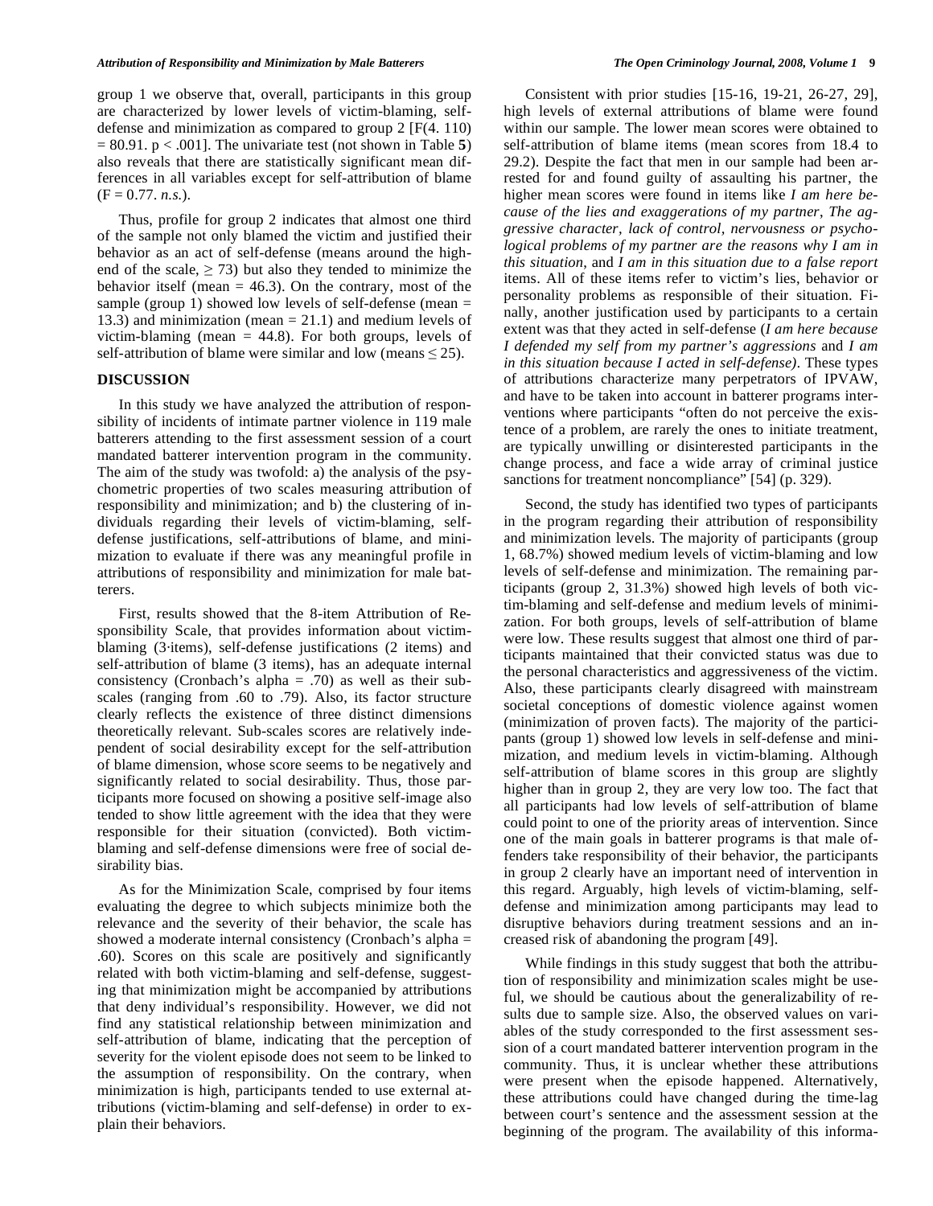group 1 we observe that, overall, participants in this group are characterized by lower levels of victim-blaming, self-defense and minimization as compared to group 2 [$F(4. 110) = 80.91$. $p < .001$]. The univariate test (not shown in Table **5**) also reveals that there are statistically significant mean differences in all variables except for self-attribution of blame ($F = 0.77$. *n.s.*).

Thus, profile for group 2 indicates that almost one third of the sample not only blamed the victim and justified their behavior as an act of self-defense (means around the high-end of the scale, $\geq 73$) but also they tended to minimize the behavior itself (mean = 46.3). On the contrary, most of the sample (group 1) showed low levels of self-defense (mean = 13.3) and minimization (mean = 21.1) and medium levels of victim-blaming (mean = 44.8). For both groups, levels of self-attribution of blame were similar and low (means $\leq 25$).

## DISCUSSION

In this study we have analyzed the attribution of responsibility of incidents of intimate partner violence in 119 male batterers attending to the first assessment session of a court mandated batterer intervention program in the community. The aim of the study was twofold: a) the analysis of the psychometric properties of two scales measuring attribution of responsibility and minimization; and b) the clustering of individuals regarding their levels of victim-blaming, self-defense justifications, self-attributions of blame, and minimization to evaluate if there was any meaningful profile in attributions of responsibility and minimization for male batterers.

First, results showed that the 8-item Attribution of Responsibility Scale, that provides information about victim-blaming (3·items), self-defense justifications (2 items) and self-attribution of blame (3 items), has an adequate internal consistency (Cronbach's alpha = .70) as well as their subscales (ranging from .60 to .79). Also, its factor structure clearly reflects the existence of three distinct dimensions theoretically relevant. Sub-scales scores are relatively independent of social desirability except for the self-attribution of blame dimension, whose score seems to be negatively and significantly related to social desirability. Thus, those participants more focused on showing a positive self-image also tended to show little agreement with the idea that they were responsible for their situation (convicted). Both victim-blaming and self-defense dimensions were free of social desirability bias.

As for the Minimization Scale, comprised by four items evaluating the degree to which subjects minimize both the relevance and the severity of their behavior, the scale has showed a moderate internal consistency (Cronbach's alpha = .60). Scores on this scale are positively and significantly related with both victim-blaming and self-defense, suggesting that minimization might be accompanied by attributions that deny individual's responsibility. However, we did not find any statistical relationship between minimization and self-attribution of blame, indicating that the perception of severity for the violent episode does not seem to be linked to the assumption of responsibility. On the contrary, when minimization is high, participants tended to use external attributions (victim-blaming and self-defense) in order to explain their behaviors.

Consistent with prior studies [15-16, 19-21, 26-27, 29], high levels of external attributions of blame were found within our sample. The lower mean scores were obtained to self-attribution of blame items (mean scores from 18.4 to 29.2). Despite the fact that men in our sample had been arrested for and found guilty of assaulting his partner, the higher mean scores were found in items like *I am here because of the lies and exaggerations of my partner*, *The aggressive character, lack of control, nervousness or psychological problems of my partner are the reasons why I am in this situation*, and *I am in this situation due to a false report* items. All of these items refer to victim's lies, behavior or personality problems as responsible of their situation. Finally, another justification used by participants to a certain extent was that they acted in self-defense (*I am here because I defended my self from my partner's aggressions* and *I am in this situation because I acted in self-defense)*. These types of attributions characterize many perpetrators of IPVAW, and have to be taken into account in batterer programs interventions where participants "often do not perceive the existence of a problem, are rarely the ones to initiate treatment, are typically unwilling or disinterested participants in the change process, and face a wide array of criminal justice sanctions for treatment noncompliance" [54] (p. 329).

Second, the study has identified two types of participants in the program regarding their attribution of responsibility and minimization levels. The majority of participants (group 1, 68.7%) showed medium levels of victim-blaming and low levels of self-defense and minimization. The remaining participants (group 2, 31.3%) showed high levels of both victim-blaming and self-defense and medium levels of minimization. For both groups, levels of self-attribution of blame were low. These results suggest that almost one third of participants maintained that their convicted status was due to the personal characteristics and aggressiveness of the victim. Also, these participants clearly disagreed with mainstream societal conceptions of domestic violence against women (minimization of proven facts). The majority of the participants (group 1) showed low levels in self-defense and minimization, and medium levels in victim-blaming. Although self-attribution of blame scores in this group are slightly higher than in group 2, they are very low too. The fact that all participants had low levels of self-attribution of blame could point to one of the priority areas of intervention. Since one of the main goals in batterer programs is that male offenders take responsibility of their behavior, the participants in group 2 clearly have an important need of intervention in this regard. Arguably, high levels of victim-blaming, self-defense and minimization among participants may lead to disruptive behaviors during treatment sessions and an increased risk of abandoning the program [49].

While findings in this study suggest that both the attribution of responsibility and minimization scales might be useful, we should be cautious about the generalizability of results due to sample size. Also, the observed values on variables of the study corresponded to the first assessment session of a court mandated batterer intervention program in the community. Thus, it is unclear whether these attributions were present when the episode happened. Alternatively, these attributions could have changed during the time-lag between court's sentence and the assessment session at the beginning of the program. The availability of this informa-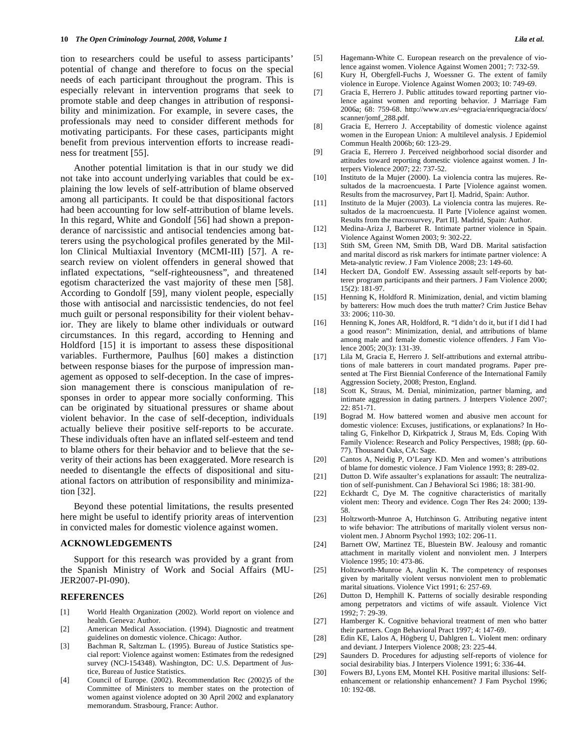tion to researchers could be useful to assess participants' potential of change and therefore to focus on the special needs of each participant throughout the program. This is especially relevant in intervention programs that seek to promote stable and deep changes in attribution of responsibility and minimization. For example, in severe cases, the professionals may need to consider different methods for motivating participants. For these cases, participants might benefit from previous intervention efforts to increase readiness for treatment [55].

Another potential limitation is that in our study we did not take into account underlying variables that could be explaining the low levels of self-attribution of blame observed among all participants. It could be that dispositional factors had been accounting for low self-attribution of blame levels. In this regard, White and Gondolf [56] had shown a preponderance of narcissistic and antisocial tendencies among batterers using the psychological profiles generated by the Millon Clinical Multiaxial Inventory (MCMI-III) [57]. A research review on violent offenders in general showed that inflated expectations, "self-righteousness", and threatened egotism characterized the vast majority of these men [58]. According to Gondolf [59], many violent people, especially those with antisocial and narcissistic tendencies, do not feel much guilt or personal responsibility for their violent behavior. They are likely to blame other individuals or outward circumstances. In this regard, according to Henning and Holdford [15] it is important to assess these dispositional variables. Furthermore, Paulhus [60] makes a distinction between response biases for the purpose of impression management as opposed to self-deception. In the case of impression management there is conscious manipulation of responses in order to appear more socially conforming. This can be originated by situational pressures or shame about violent behavior. In the case of self-deception, individuals actually believe their positive self-reports to be accurate. These individuals often have an inflated self-esteem and tend to blame others for their behavior and to believe that the severity of their actions has been exaggerated. More research is needed to disentangle the effects of dispositional and situational factors on attribution of responsibility and minimization [32].

Beyond these potential limitations, the results presented here might be useful to identify priority areas of intervention in convicted males for domestic violence against women.

## ACKNOWLEDGEMENTS

Support for this research was provided by a grant from the Spanish Ministry of Work and Social Affairs (MUJER2007-PI-090).

## REFERENCES

[1] World Health Organization (2002). World report on violence and health. Geneva: Author.

[2] American Medical Association. (1994). Diagnostic and treatment guidelines on domestic violence. Chicago: Author.

[3] Bachman R, Saltzman L. (1995). Bureau of Justice Statistics special report: Violence against women: Estimates from the redesigned survey (NCJ-154348). Washington, DC: U.S. Department of Justice, Bureau of Justice Statistics.

[4] Council of Europe. (2002). Recommendation Rec (2002)5 of the Committee of Ministers to member states on the protection of women against violence adopted on 30 April 2002 and explanatory memorandum. Strasbourg, France: Author.

[5] Hagemann-White C. European research on the prevalence of violence against women. Violence Against Women 2001; 7: 732-59.

[6] Kury H, Obergfell-Fuchs J, Woessner G. The extent of family violence in Europe. Violence Against Women 2003; 10: 749-69.

[7] Gracia E, Herrero J. Public attitudes toward reporting partner violence against women and reporting behavior. J Marriage Fam 2006a; 68: 759-68. http://www.uv.es/~egracia/enriquegracia/docs/scanner/jomf_288.pdf.

[8] Gracia E, Herrero J. Acceptability of domestic violence against women in the European Union: A multilevel analysis. J Epidemiol Commun Health 2006b; 60: 123-29.

[9] Gracia E, Herrero J. Perceived neighborhood social disorder and attitudes toward reporting domestic violence against women. J Interpers Violence 2007; 22: 737-52.

[10] Instituto de la Mujer (2000). La violencia contra las mujeres. Resultados de la macroencuesta. I Parte [Violence against women. Results from the macrosurvey, Part I]. Madrid, Spain: Author.

[11] Instituto de la Mujer (2003). La violencia contra las mujeres. Resultados de la macroencuesta. II Parte [Violence against women. Results from the macrosurvey, Part II]. Madrid, Spain: Author.

[12] Medina-Ariza J, Barberet R. Intimate partner violence in Spain. Violence Against Women 2003; 9: 302-22.

[13] Stith SM, Green NM, Smith DB, Ward DB. Marital satisfaction and marital discord as risk markers for intimate partner violence: A Meta-analytic review. J Fam Violence 2008; 23: 149-60.

[14] Heckert DA, Gondolf EW. Assessing assault self-reports by batterer program participants and their partners. J Fam Violence 2000; 15(2): 181-97.

[15] Henning K, Holdford R. Minimization, denial, and victim blaming by batterers: How much does the truth matter? Crim Justice Behav 33: 2006; 110-30.

[16] Henning K, Jones AR, Holdford, R. "I didn't do it, but if I did I had a good reason": Minimization, denial, and attributions of blame among male and female domestic violence offenders. J Fam Violence 2005; 20(3): 131-39.

[17] Lila M, Gracia E, Herrero J. Self-attributions and external attributions of male batterers in court mandated programs. Paper presented at The First Biennial Conference of the International Family Aggression Society, 2008; Preston, England.

[18] Scott K, Straus, M. Denial, minimization, partner blaming, and intimate aggression in dating partners. J Interpers Violence 2007; 22: 851-71.

[19] Bograd M. How battered women and abusive men account for domestic violence: Excuses, justifications, or explanations? In Hotaling G, Finkelhor D, Kirkpatrick J, Straus M, Eds. Coping With Family Violence: Research and Policy Perspectives, 1988; (pp. 60-77). Thousand Oaks, CA: Sage.

[20] Cantos A, Neidig P, O'Leary KD. Men and women's attributions of blame for domestic violence. J Fam Violence 1993; 8: 289-02.

[21] Dutton D. Wife assaulter's explanations for assault: The neutralization of self-punishment. Can J Behavioral Sci 1986; 18: 381-90.

[22] Eckhardt C, Dye M. The cognitive characteristics of maritally violent men: Theory and evidence. Cogn Ther Res 24: 2000; 139-58.

[23] Holtzworth-Munroe A, Hutchinson G. Attributing negative intent to wife behavior: The attributions of maritally violent versus nonviolent men. J Abnorm Psychol 1993; 102: 206-11.

[24] Barnett OW, Martinez TE, Bluestein BW. Jealousy and romantic attachment in maritally violent and nonviolent men. J Interpers Violence 1995; 10: 473-86.

[25] Holtzworth-Munroe A, Anglin K. The competency of responses given by maritally violent versus nonviolent men to problematic marital situations. Violence Vict 1991; 6: 257-69.

[26] Dutton D, Hemphill K. Patterns of socially desirable responding among perpetrators and victims of wife assault. Violence Vict 1992; 7: 29-39.

[27] Hamberger K. Cognitive behavioral treatment of men who batter their partners. Cogn Behavioral Pract 1997; 4: 147-69.

[28] Edin KE, Lalos A, Högberg U, Dahlgren L. Violent men: ordinary and deviant. J Interpers Violence 2008; 23: 225-44.

[29] Saunders D. Procedures for adjusting self-reports of violence for social desirability bias. J Interpers Violence 1991; 6: 336-44.

[30] Fowers BJ, Lyons EM, Montel KH. Positive marital illusions: Self-enhancement or relationship enhancement? J Fam Psychol 1996; 10: 192-08.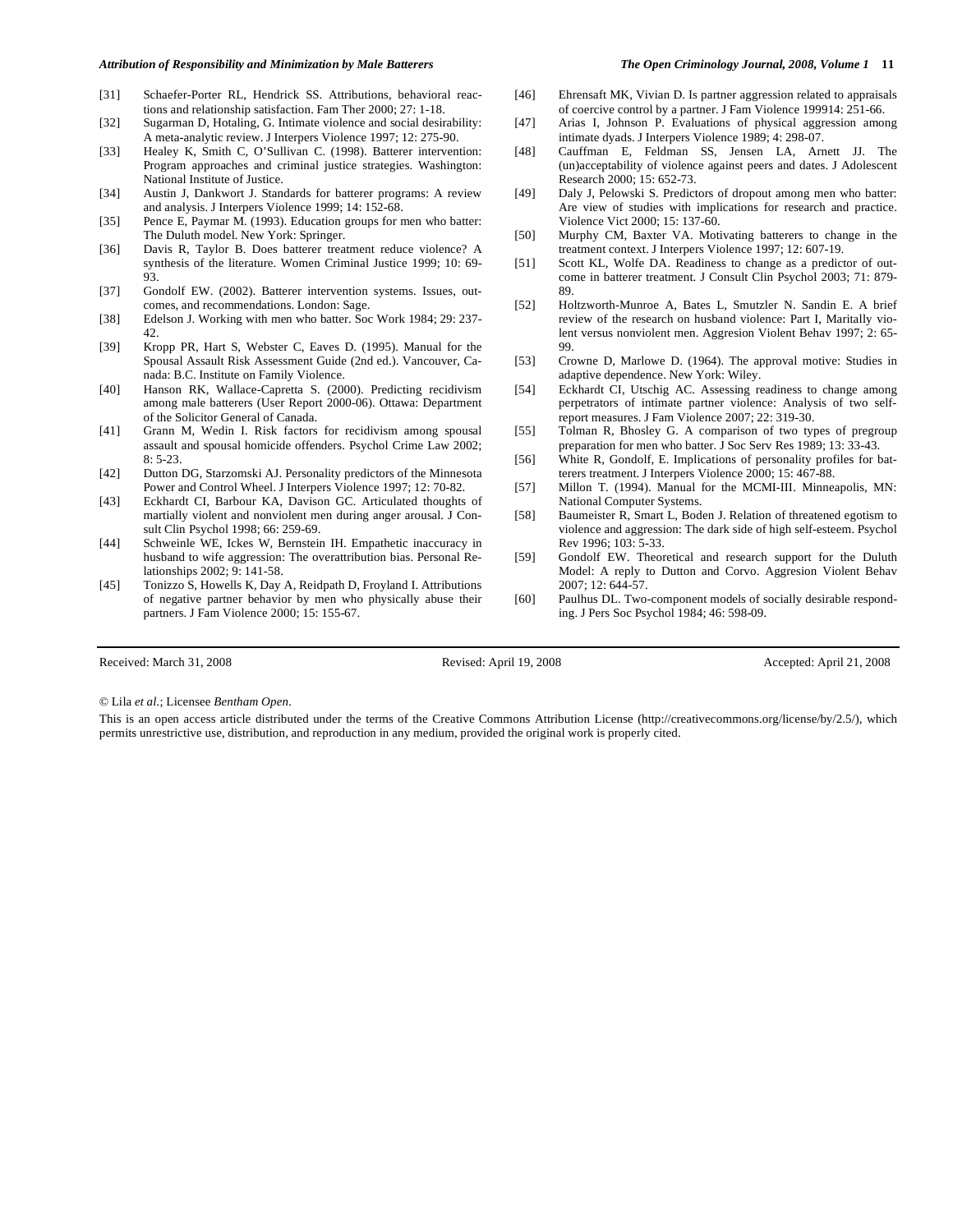[31] Schaefer-Porter RL, Hendrick SS. Attributions, behavioral reactions and relationship satisfaction. Fam Ther 2000; 27: 1-18.

[32] Sugarman D, Hotaling, G. Intimate violence and social desirability: A meta-analytic review. J Interpers Violence 1997; 12: 275-90.

[33] Healey K, Smith C, O'Sullivan C. (1998). Batterer intervention: Program approaches and criminal justice strategies. Washington: National Institute of Justice.

[34] Austin J, Dankwort J. Standards for batterer programs: A review and analysis. J Interpers Violence 1999; 14: 152-68.

[35] Pence E, Paymar M. (1993). Education groups for men who batter: The Duluth model. New York: Springer.

[36] Davis R, Taylor B. Does batterer treatment reduce violence? A synthesis of the literature. Women Criminal Justice 1999; 10: 69-93.

[37] Gondolf EW. (2002). Batterer intervention systems. Issues, outcomes, and recommendations. London: Sage.

[38] Edelson J. Working with men who batter. Soc Work 1984; 29: 237-42.

[39] Kropp PR, Hart S, Webster C, Eaves D. (1995). Manual for the Spousal Assault Risk Assessment Guide (2nd ed.). Vancouver, Canada: B.C. Institute on Family Violence.

[40] Hanson RK, Wallace-Capretta S. (2000). Predicting recidivism among male batterers (User Report 2000-06). Ottawa: Department of the Solicitor General of Canada.

[41] Grann M, Wedin I. Risk factors for recidivism among spousal assault and spousal homicide offenders. Psychol Crime Law 2002; 8: 5-23.

[42] Dutton DG, Starzomski AJ. Personality predictors of the Minnesota Power and Control Wheel. J Interpers Violence 1997; 12: 70-82.

[43] Eckhardt CI, Barbour KA, Davison GC. Articulated thoughts of martially violent and nonviolent men during anger arousal. J Consult Clin Psychol 1998; 66: 259-69.

[44] Schweinle WE, Ickes W, Bernstein IH. Empathetic inaccuracy in husband to wife aggression: The overattribution bias. Personal Relationships 2002; 9: 141-58.

[45] Tonizzo S, Howells K, Day A, Reidpath D, Froyland I. Attributions of negative partner behavior by men who physically abuse their partners. J Fam Violence 2000; 15: 155-67.

[46] Ehrensaft MK, Vivian D. Is partner aggression related to appraisals of coercive control by a partner. J Fam Violence 199914: 251-66.

[47] Arias I, Johnson P. Evaluations of physical aggression among intimate dyads. J Interpers Violence 1989; 4: 298-07.

[48] Cauffman E, Feldman SS, Jensen LA, Arnett JJ. The (un)acceptability of violence against peers and dates. J Adolescent Research 2000; 15: 652-73.

[49] Daly J, Pelowski S. Predictors of dropout among men who batter: Are view of studies with implications for research and practice. Violence Vict 2000; 15: 137-60.

[50] Murphy CM, Baxter VA. Motivating batterers to change in the treatment context. J Interpers Violence 1997; 12: 607-19.

[51] Scott KL, Wolfe DA. Readiness to change as a predictor of outcome in batterer treatment. J Consult Clin Psychol 2003; 71: 879-89.

[52] Holtzworth-Munroe A, Bates L, Smutzler N. Sandin E. A brief review of the research on husband violence: Part I, Maritally violent versus nonviolent men. Aggresion Violent Behav 1997; 2: 65-99.

[53] Crowne D, Marlowe D. (1964). The approval motive: Studies in adaptive dependence. New York: Wiley.

[54] Eckhardt CI, Utschig AC. Assessing readiness to change among perpetrators of intimate partner violence: Analysis of two self-report measures. J Fam Violence 2007; 22: 319-30.

[55] Tolman R, Bhosley G. A comparison of two types of pregroup preparation for men who batter. J Soc Serv Res 1989; 13: 33-43.

[56] White R, Gondolf, E. Implications of personality profiles for batterers treatment. J Interpers Violence 2000; 15: 467-88.

[57] Millon T. (1994). Manual for the MCMI-III. Minneapolis, MN: National Computer Systems.

[58] Baumeister R, Smart L, Boden J. Relation of threatened egotism to violence and aggression: The dark side of high self-esteem. Psychol Rev 1996; 103: 5-33.

[59] Gondolf EW. Theoretical and research support for the Duluth Model: A reply to Dutton and Corvo. Aggresion Violent Behav 2007; 12: 644-57.

[60] Paulhus DL. Two-component models of socially desirable responding. J Pers Soc Psychol 1984; 46: 598-09.

Received: March 31, 2008 Revised: April 19, 2008 Accepted: April 21, 2008

© Lila *et al.*; Licensee *Bentham Open*.

This is an open access article distributed under the terms of the Creative Commons Attribution License (http://creativecommons.org/license/by/2.5/), which permits unrestrictive use, distribution, and reproduction in any medium, provided the original work is properly cited.